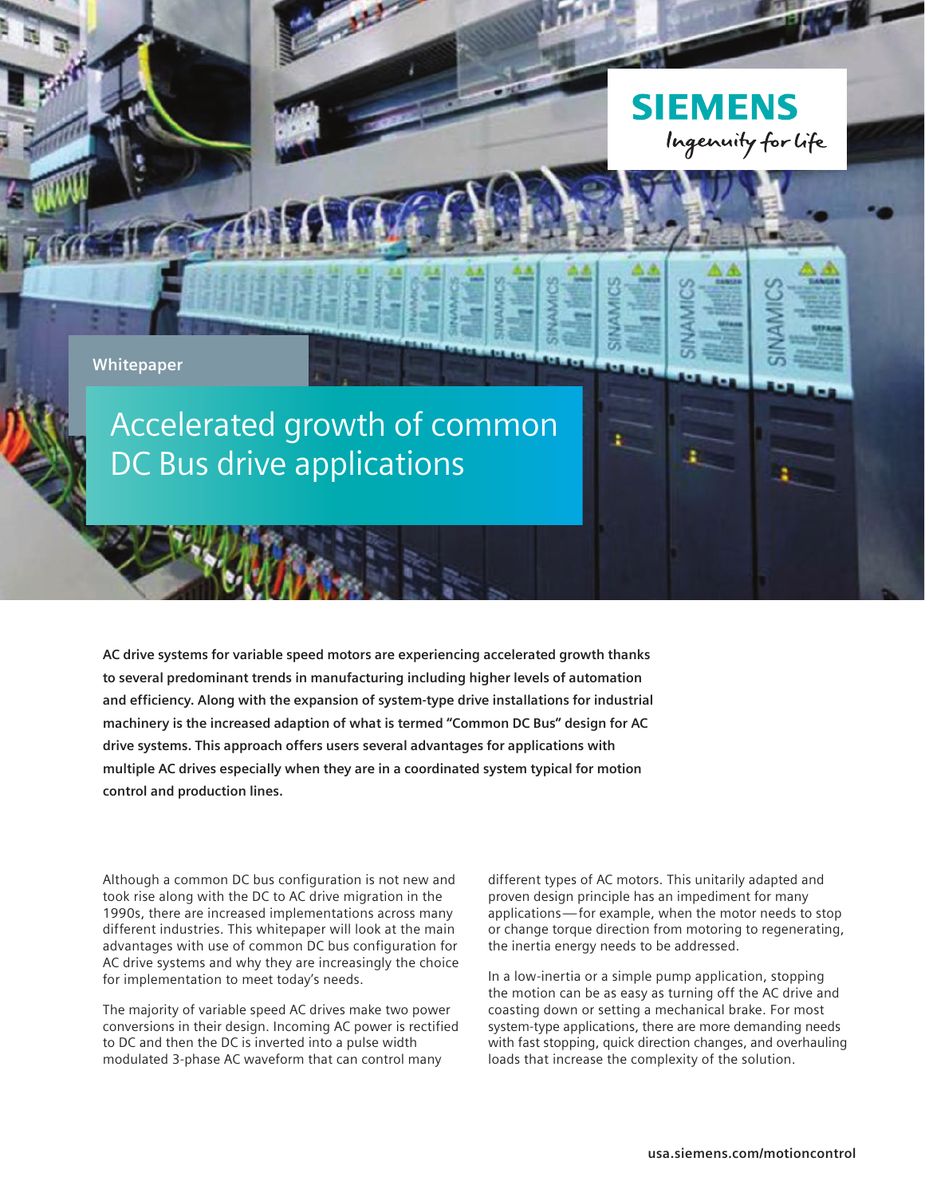Whitepaper

# Accelerated growth of common DC Bus drive applications

**AC drive systems for variable speed motors are experiencing accelerated growth thanks to several predominant trends in manufacturing including higher levels of automation and efficiency. Along with the expansion of system-type drive installations for industrial machinery is the increased adaption of what is termed "Common DC Bus" design for AC drive systems. This approach offers users several advantages for applications with multiple AC drives especially when they are in a coordinated system typical for motion control and production lines.**

Although a common DC bus configuration is not new and took rise along with the DC to AC drive migration in the 1990s, there are increased implementations across many different industries. This whitepaper will look at the main advantages with use of common DC bus configuration for AC drive systems and why they are increasingly the choice for implementation to meet today's needs.

The majority of variable speed AC drives make two power conversions in their design. Incoming AC power is rectified to DC and then the DC is inverted into a pulse width modulated 3-phase AC waveform that can control many different types of AC motors. This unitarily adapted and proven design principle has an impediment for many applications—for example, when the motor needs to stop or change torque direction from motoring to regenerating, the inertia energy needs to be addressed.

In a low-inertia or a simple pump application, stopping the motion can be as easy as turning off the AC drive and coasting down or setting a mechanical brake. For most system-type applications, there are more demanding needs with fast stopping, quick direction changes, and overhauling loads that increase the complexity of the solution.

usa.siemens.com/motioncontrol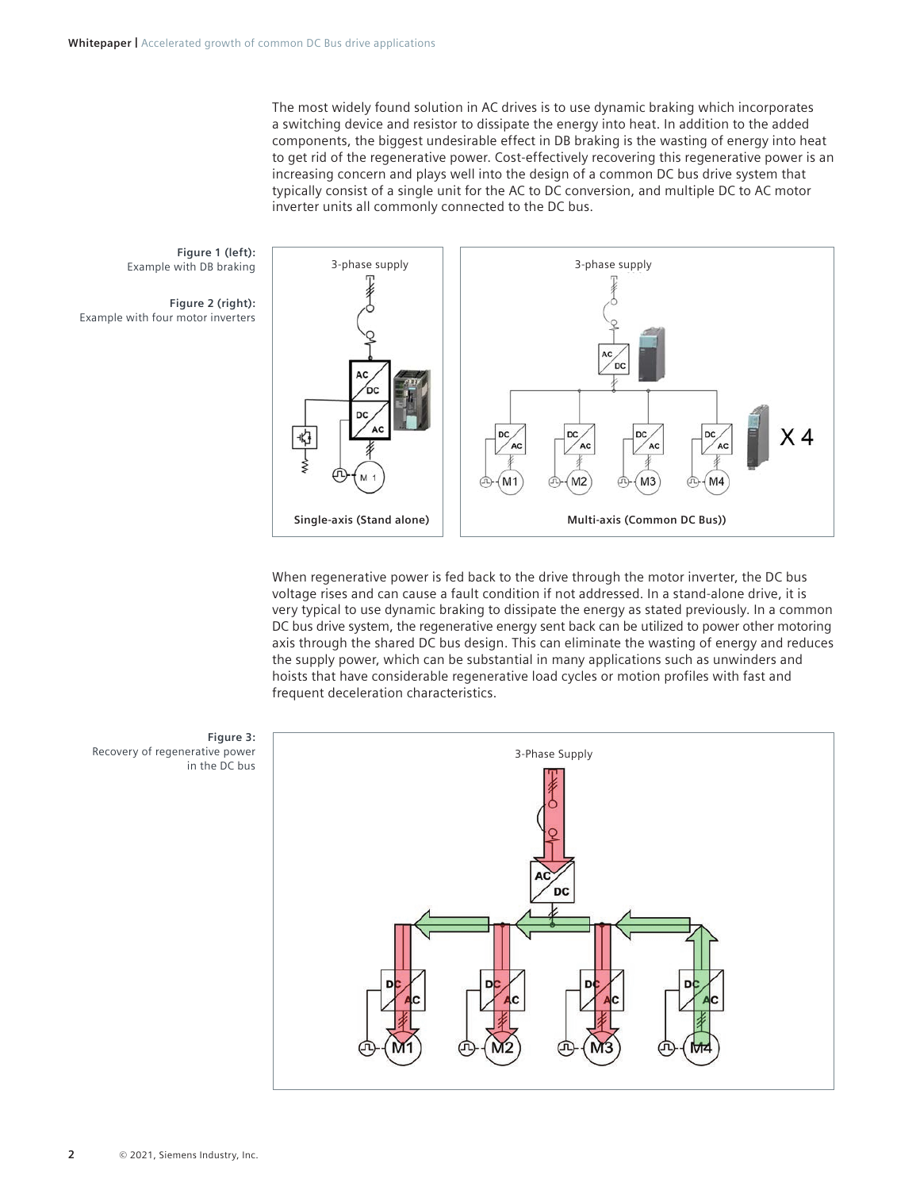The most widely found solution in AC drives is to use dynamic braking which incorporates a switching device and resistor to dissipate the energy into heat. In addition to the added components, the biggest undesirable effect in DB braking is the wasting of energy into heat to get rid of the regenerative power. Cost-effectively recovering this regenerative power is an increasing concern and plays well into the design of a common DC bus drive system that typically consist of a single unit for the AC to DC conversion, and multiple DC to AC motor inverter units all commonly connected to the DC bus.

**Figure 1 (left):** Example with DB braking

**Figure 2 (right):** Example with four motor inverters

When regenerative power is fed back to the drive through the motor inverter, the DC bus voltage rises and can cause a fault condition if not addressed. In a stand-alone drive, it is very typical to use dynamic braking to dissipate the energy as stated previously. In a common DC bus drive system, the regenerative energy sent back can be utilized to power other motoring axis through the shared DC bus design. This can eliminate the wasting of energy and reduces the supply power, which can be substantial in many applications such as unwinders and hoists that have considerable regenerative load cycles or motion profiles with fast and frequent deceleration characteristics.

**Figure 3:** Recovery of regenerative power in the DC bus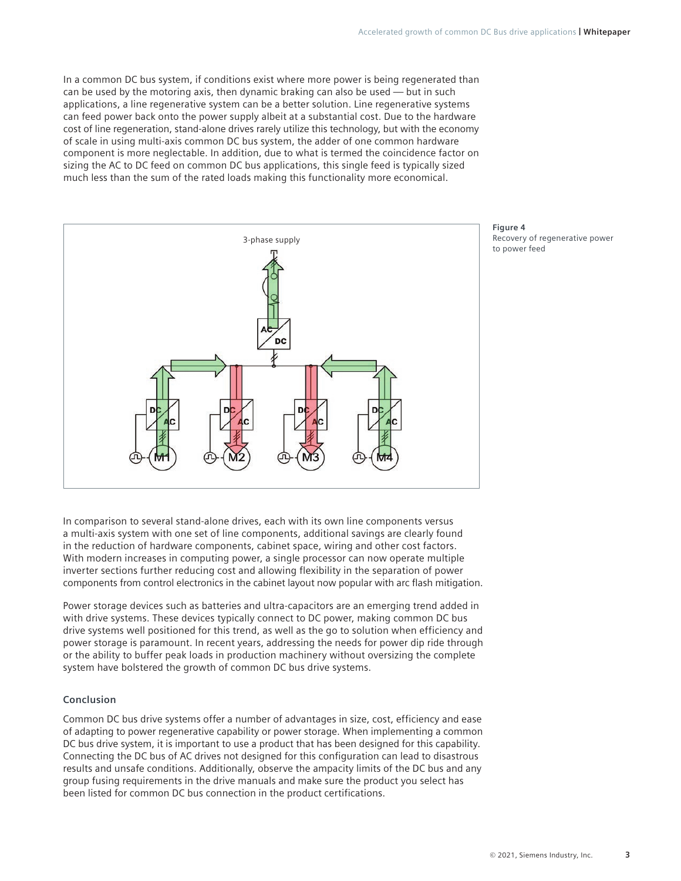In a common DC bus system, if conditions exist where more power is being regenerated than can be used by the motoring axis, then dynamic braking can also be used — but in such applications, a line regenerative system can be a better solution. Line regenerative systems can feed power back onto the power supply albeit at a substantial cost. Due to the hardware cost of line regeneration, stand-alone drives rarely utilize this technology, but with the economy of scale in using multi-axis common DC bus system, the adder of one common hardware component is more neglectable. In addition, due to what is termed the coincidence factor on sizing the AC to DC feed on common DC bus applications, this single feed is typically sized much less than the sum of the rated loads making this functionality more economical.

**Figure 4**
Recovery of regenerative power to power feed

In comparison to several stand-alone drives, each with its own line components versus a multi-axis system with one set of line components, additional savings are clearly found in the reduction of hardware components, cabinet space, wiring and other cost factors. With modern increases in computing power, a single processor can now operate multiple inverter sections further reducing cost and allowing flexibility in the separation of power components from control electronics in the cabinet layout now popular with arc flash mitigation.

Power storage devices such as batteries and ultra-capacitors are an emerging trend added in with drive systems. These devices typically connect to DC power, making common DC bus drive systems well positioned for this trend, as well as the go to solution when efficiency and power storage is paramount. In recent years, addressing the needs for power dip ride through or the ability to buffer peak loads in production machinery without oversizing the complete system have bolstered the growth of common DC bus drive systems.

## Conclusion

Common DC bus drive systems offer a number of advantages in size, cost, efficiency and ease of adapting to power regenerative capability or power storage. When implementing a common DC bus drive system, it is important to use a product that has been designed for this capability. Connecting the DC bus of AC drives not designed for this configuration can lead to disastrous results and unsafe conditions. Additionally, observe the ampacity limits of the DC bus and any group fusing requirements in the drive manuals and make sure the product you select has been listed for common DC bus connection in the product certifications.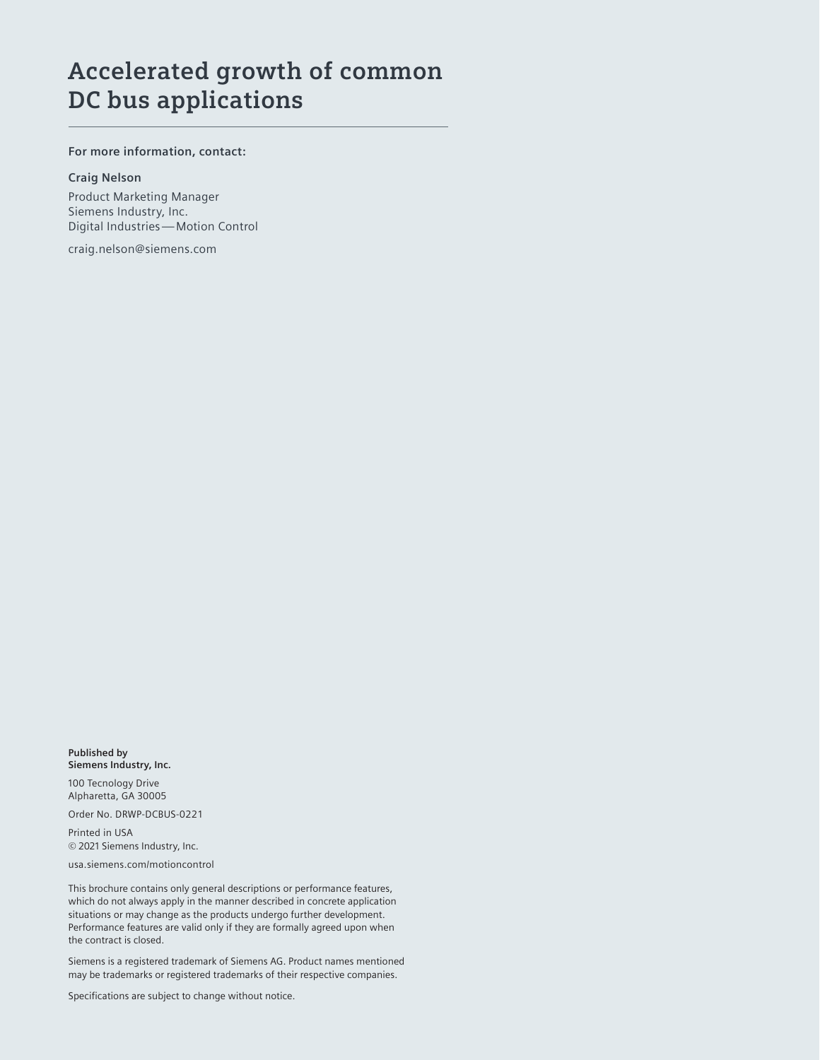# Accelerated growth of common DC bus applications

**For more information, contact:**

**Craig Nelson**

Product Marketing Manager
Siemens Industry, Inc.
Digital Industries — Motion Control

craig.nelson@siemens.com

**Published by**
**Siemens Industry, Inc.**

100 Tecnology Drive
Alpharetta, GA 30005

Order No. DRWP-DCBUS-0221

Printed in USA
© 2021 Siemens Industry, Inc.

usa.siemens.com/motioncontrol

This brochure contains only general descriptions or performance features, which do not always apply in the manner described in concrete application situations or may change as the products undergo further development. Performance features are valid only if they are formally agreed upon when the contract is closed.

Siemens is a registered trademark of Siemens AG. Product names mentioned may be trademarks or registered trademarks of their respective companies.

Specifications are subject to change without notice.